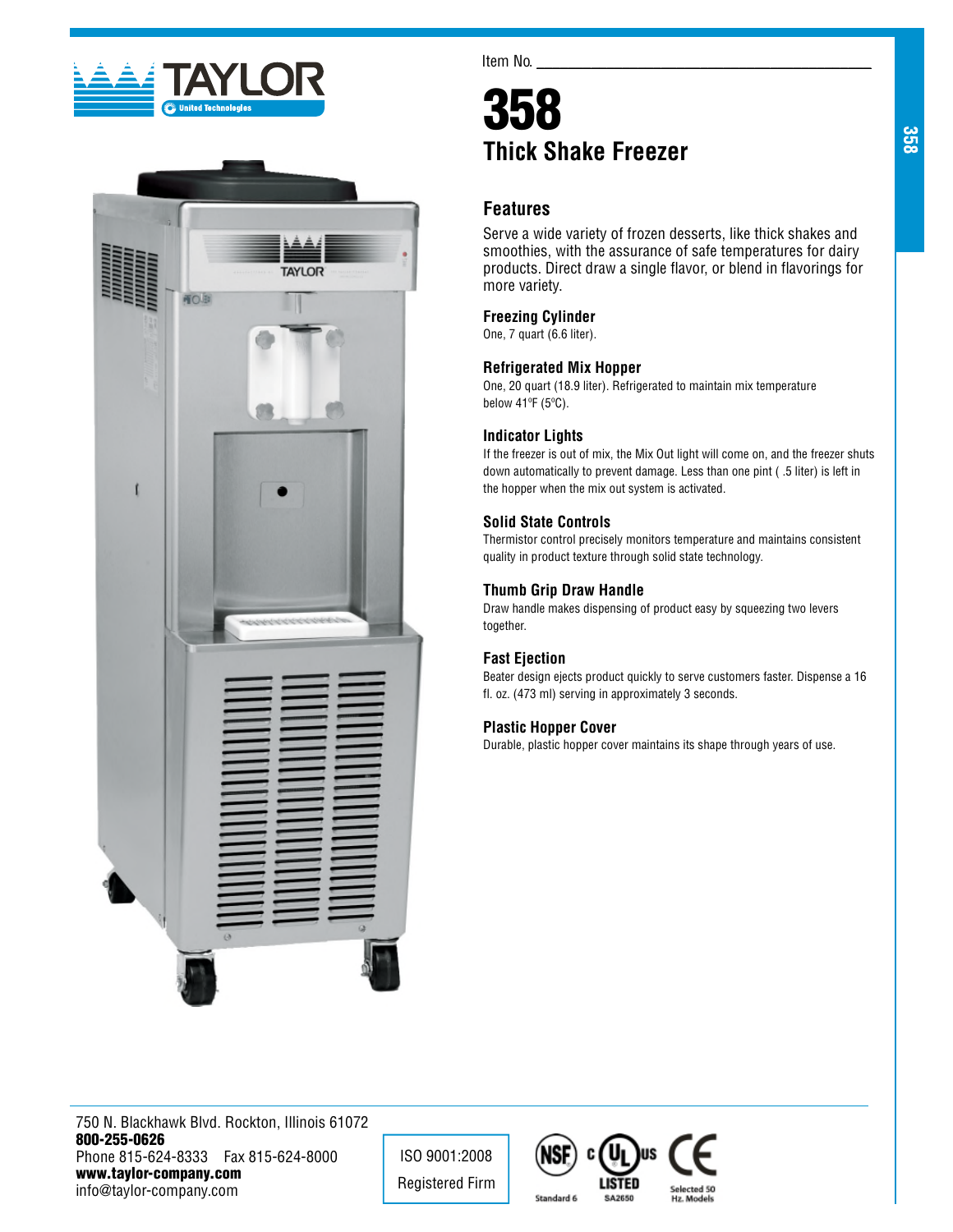Item No. ___________________________

# 358

## Thick Shake Freezer

### Features

Serve a wide variety of frozen desserts, like thick shakes and smoothies, with the assurance of safe temperatures for dairy products. Direct draw a single flavor, or blend in flavorings for more variety.

**Freezing Cylinder**
One, 7 quart (6.6 liter).

**Refrigerated Mix Hopper**
One, 20 quart (18.9 liter). Refrigerated to maintain mix temperature below 41ºF (5ºC).

**Indicator Lights**
If the freezer is out of mix, the Mix Out light will come on, and the freezer shuts down automatically to prevent damage. Less than one pint ( .5 liter) is left in the hopper when the mix out system is activated.

**Solid State Controls**
Thermistor control precisely monitors temperature and maintains consistent quality in product texture through solid state technology.

**Thumb Grip Draw Handle**
Draw handle makes dispensing of product easy by squeezing two levers together.

**Fast Ejection**
Beater design ejects product quickly to serve customers faster. Dispense a 16 fl. oz. (473 ml) serving in approximately 3 seconds.

**Plastic Hopper Cover**
Durable, plastic hopper cover maintains its shape through years of use.

750 N. Blackhawk Blvd. Rockton, Illinois 61072
**800-255-0626**
Phone 815-624-8333 Fax 815-624-8000
**www.taylor-company.com**
info@taylor-company.com

ISO 9001:2008
Registered Firm

NSF Standard 6 | cULus LISTED SA2650 | CE Selected 50 Hz. Models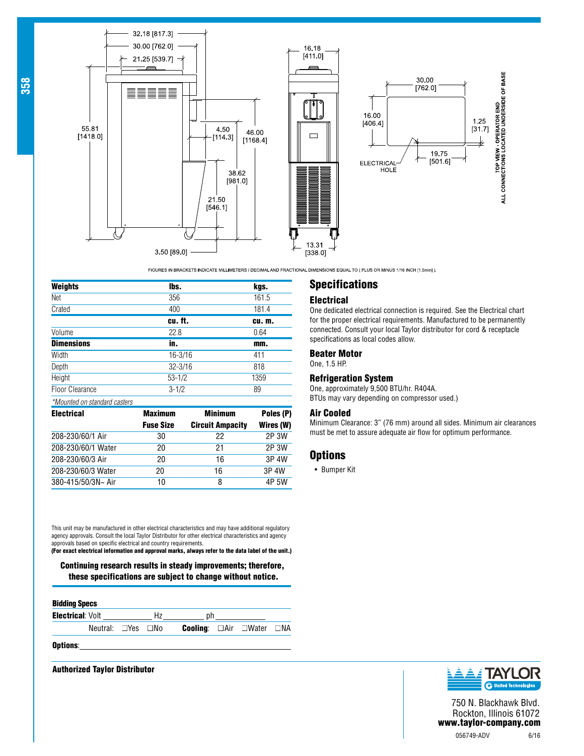32.18 [817.3]
30.00 [762.0]
21.25 [539.7]
55.81 [1418.0]
4.50 [114.3]
46.00 [1168.4]
38.62 [981.0]
21.50 [546.1]
3.50 [89.0]
16.18 [411.0]
13.31 [338.0]
30.00 [762.0]
16.00 [406.4]
1.25 [31.7]
19.75 [501.6]
ELECTRICAL HOLE
TOP VIEW · OPERATOR END
ALL CONNECTIONS LOCATED UNDERSIDE OF BASE

FIGURES IN BRACKETS INDICATE MILLIMETERS / DECIMAL AND FRACTIONAL DIMENSIONS EQUAL TO ( PLUS OR MINUS 1/16 INCH [1.5mm] ).

| Weights | lbs. | kgs. |
|---|---|---|
| Net | 356 | 161.5 |
| Crated | 400 | 181.4 |
| | **cu. ft.** | **cu. m.** |
| Volume | 22.8 | 0.64 |
| **Dimensions** | **in.** | **mm.** |
| Width | 16-3/16 | 411 |
| Depth | 32-3/16 | 818 |
| Height | 53-1/2 | 1359 |
| Floor Clearance | 3-1/2 | 89 |

*\*Mounted on standard casters*

| Electrical | Maximum Fuse Size | Minimum Circuit Ampacity | Poles (P) Wires (W) |
|---|---|---|---|
| 208-230/60/1 Air | 30 | 22 | 2P 3W |
| 208-230/60/1 Water | 20 | 21 | 2P 3W |
| 208-230/60/3 Air | 20 | 16 | 3P 4W |
| 208-230/60/3 Water | 20 | 16 | 3P 4W |
| 380-415/50/3N~ Air | 10 | 8 | 4P 5W |

This unit may be manufactured in other electrical characteristics and may have additional regulatory agency approvals. Consult the local Taylor Distributor for other electrical characteristics and agency approvals based on specific electrical and country requirements.
**(For exact electrical information and approval marks, always refer to the data label of the unit.)**

**Continuing research results in steady improvements; therefore, these specifications are subject to change without notice.**

## Specifications

### Electrical

One dedicated electrical connection is required. See the Electrical chart for the proper electrical requirements. Manufactured to be permanently connected. Consult your local Taylor distributor for cord & receptacle specifications as local codes allow.

### Beater Motor

One, 1.5 HP.

### Refrigeration System

One, approximately 9,500 BTU/hr. R404A.
BTUs may vary depending on compressor used.)

### Air Cooled

Minimum Clearance: 3" (76 mm) around all sides. Minimum air clearances must be met to assure adequate air flow for optimum performance.

## Options

- Bumper Kit

**Bidding Specs**

**Electrical**: Volt ____________ Hz __________ ph ____________

Neutral: ☐Yes ☐No **Cooling**: ☐Air ☐Water ☐NA

**Options**: ______________________________________

**Authorized Taylor Distributor**

TAYLOR
United Technologies

750 N. Blackhawk Blvd.
Rockton, Illinois 61072
**www.taylor-company.com**

056749-ADV 6/16